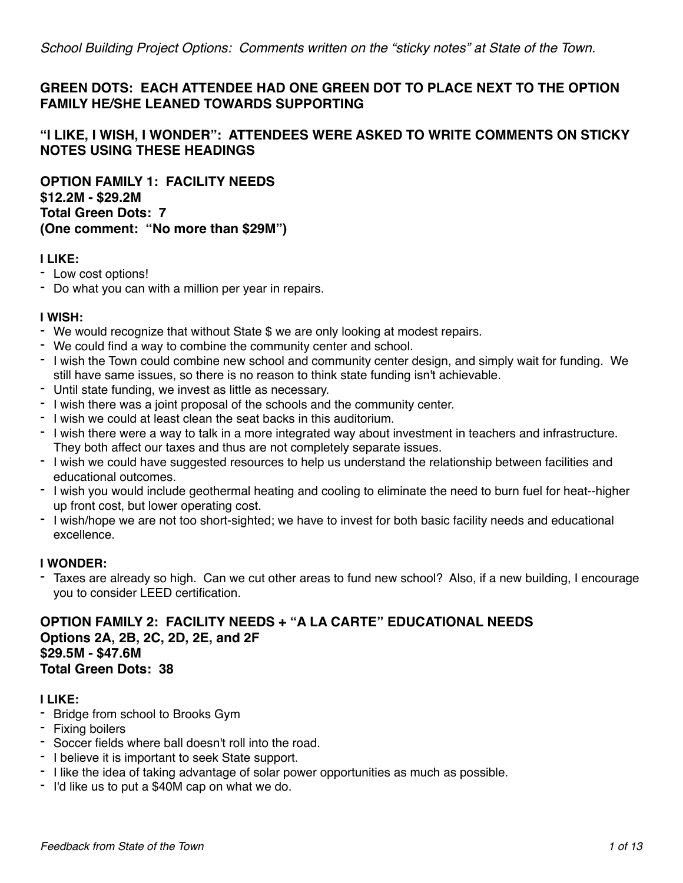*School Building Project Options: Comments written on the "sticky notes" at State of the Town.*

**GREEN DOTS: EACH ATTENDEE HAD ONE GREEN DOT TO PLACE NEXT TO THE OPTION FAMILY HE/SHE LEANED TOWARDS SUPPORTING**

**"I LIKE, I WISH, I WONDER": ATTENDEES WERE ASKED TO WRITE COMMENTS ON STICKY NOTES USING THESE HEADINGS**

## OPTION FAMILY 1: FACILITY NEEDS
**$12.2M - $29.2M**
**Total Green Dots: 7**
**(One comment: "No more than $29M")**

**I LIKE:**

- Low cost options!
- Do what you can with a million per year in repairs.

**I WISH:**

- We would recognize that without State $ we are only looking at modest repairs.
- We could find a way to combine the community center and school.
- I wish the Town could combine new school and community center design, and simply wait for funding. We still have same issues, so there is no reason to think state funding isn't achievable.
- Until state funding, we invest as little as necessary.
- I wish there was a joint proposal of the schools and the community center.
- I wish we could at least clean the seat backs in this auditorium.
- I wish there were a way to talk in a more integrated way about investment in teachers and infrastructure. They both affect our taxes and thus are not completely separate issues.
- I wish we could have suggested resources to help us understand the relationship between facilities and educational outcomes.
- I wish you would include geothermal heating and cooling to eliminate the need to burn fuel for heat--higher up front cost, but lower operating cost.
- I wish/hope we are not too short-sighted; we have to invest for both basic facility needs and educational excellence.

**I WONDER:**

- Taxes are already so high. Can we cut other areas to fund new school? Also, if a new building, I encourage you to consider LEED certification.

## OPTION FAMILY 2: FACILITY NEEDS + "A LA CARTE" EDUCATIONAL NEEDS
**Options 2A, 2B, 2C, 2D, 2E, and 2F**
**$29.5M - $47.6M**
**Total Green Dots: 38**

**I LIKE:**

- Bridge from school to Brooks Gym
- Fixing boilers
- Soccer fields where ball doesn't roll into the road.
- I believe it is important to seek State support.
- I like the idea of taking advantage of solar power opportunities as much as possible.
- I'd like us to put a $40M cap on what we do.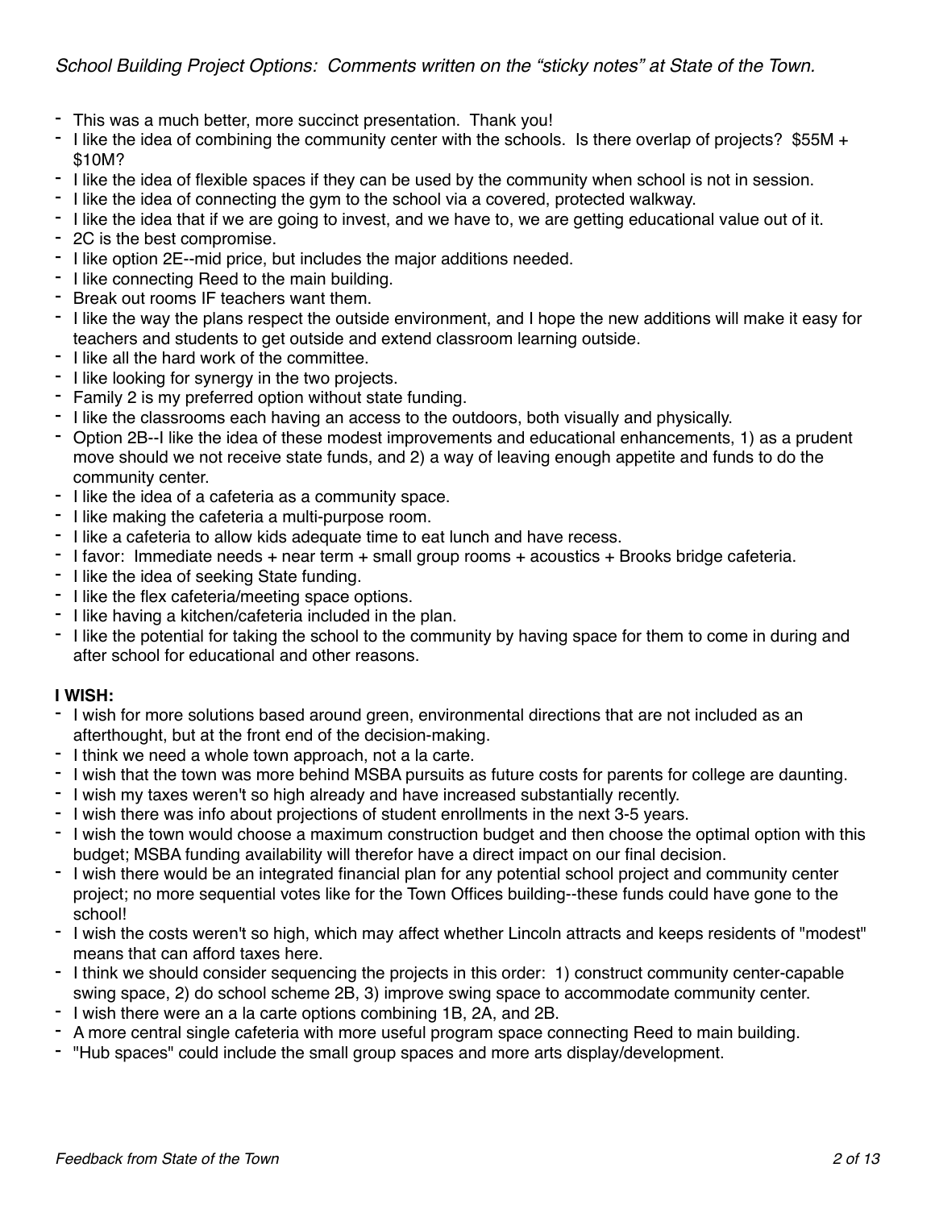*School Building Project Options: Comments written on the "sticky notes" at State of the Town.*

- This was a much better, more succinct presentation. Thank you!
- I like the idea of combining the community center with the schools. Is there overlap of projects? $55M + $10M?
- I like the idea of flexible spaces if they can be used by the community when school is not in session.
- I like the idea of connecting the gym to the school via a covered, protected walkway.
- I like the idea that if we are going to invest, and we have to, we are getting educational value out of it.
- 2C is the best compromise.
- I like option 2E--mid price, but includes the major additions needed.
- I like connecting Reed to the main building.
- Break out rooms IF teachers want them.
- I like the way the plans respect the outside environment, and I hope the new additions will make it easy for teachers and students to get outside and extend classroom learning outside.
- I like all the hard work of the committee.
- I like looking for synergy in the two projects.
- Family 2 is my preferred option without state funding.
- I like the classrooms each having an access to the outdoors, both visually and physically.
- Option 2B--I like the idea of these modest improvements and educational enhancements, 1) as a prudent move should we not receive state funds, and 2) a way of leaving enough appetite and funds to do the community center.
- I like the idea of a cafeteria as a community space.
- I like making the cafeteria a multi-purpose room.
- I like a cafeteria to allow kids adequate time to eat lunch and have recess.
- I favor: Immediate needs + near term + small group rooms + acoustics + Brooks bridge cafeteria.
- I like the idea of seeking State funding.
- I like the flex cafeteria/meeting space options.
- I like having a kitchen/cafeteria included in the plan.
- I like the potential for taking the school to the community by having space for them to come in during and after school for educational and other reasons.

**I WISH:**

- I wish for more solutions based around green, environmental directions that are not included as an afterthought, but at the front end of the decision-making.
- I think we need a whole town approach, not a la carte.
- I wish that the town was more behind MSBA pursuits as future costs for parents for college are daunting.
- I wish my taxes weren't so high already and have increased substantially recently.
- I wish there was info about projections of student enrollments in the next 3-5 years.
- I wish the town would choose a maximum construction budget and then choose the optimal option with this budget; MSBA funding availability will therefor have a direct impact on our final decision.
- I wish there would be an integrated financial plan for any potential school project and community center project; no more sequential votes like for the Town Offices building--these funds could have gone to the school!
- I wish the costs weren't so high, which may affect whether Lincoln attracts and keeps residents of "modest" means that can afford taxes here.
- I think we should consider sequencing the projects in this order: 1) construct community center-capable swing space, 2) do school scheme 2B, 3) improve swing space to accommodate community center.
- I wish there were an a la carte options combining 1B, 2A, and 2B.
- A more central single cafeteria with more useful program space connecting Reed to main building.
- "Hub spaces" could include the small group spaces and more arts display/development.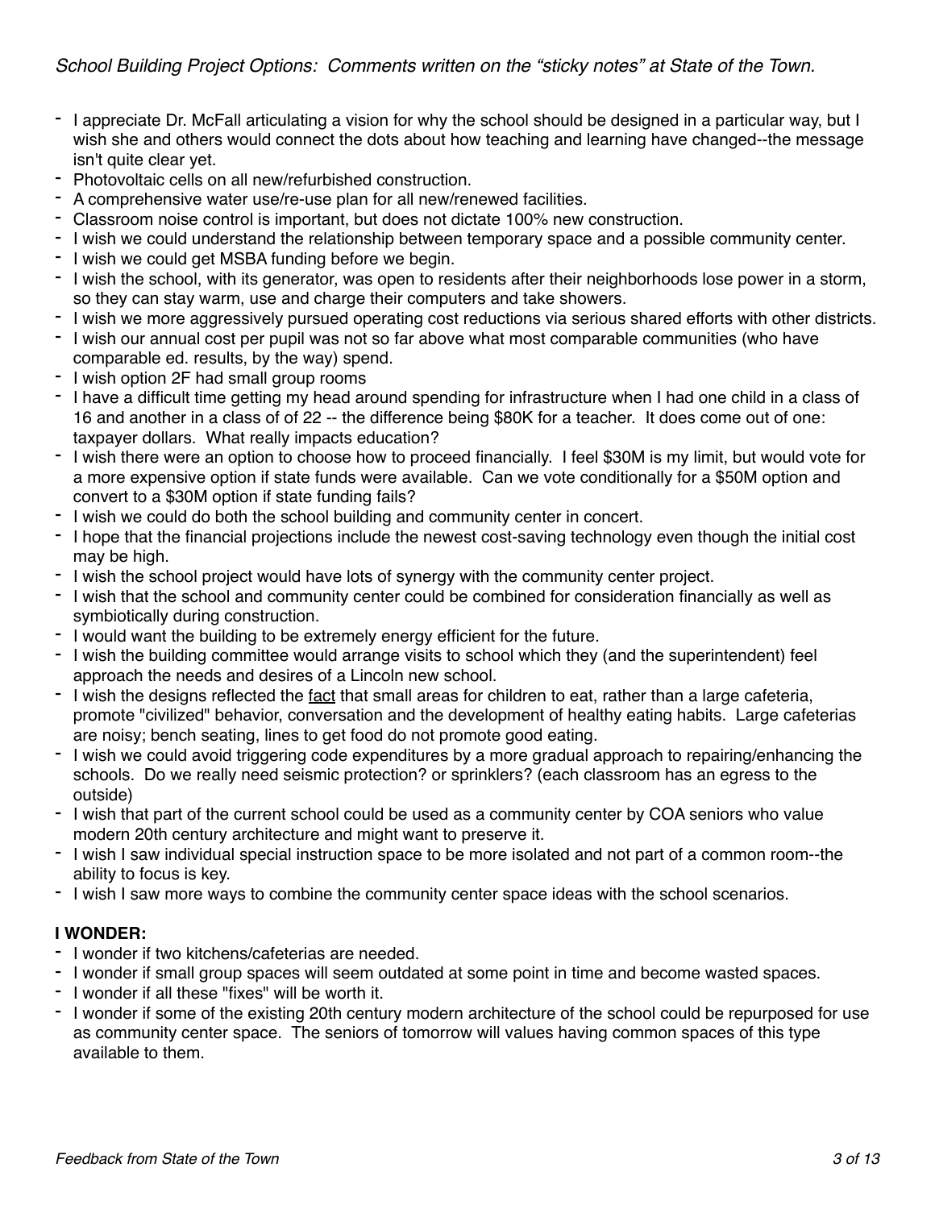*School Building Project Options: Comments written on the "sticky notes" at State of the Town.*

- I appreciate Dr. McFall articulating a vision for why the school should be designed in a particular way, but I wish she and others would connect the dots about how teaching and learning have changed--the message isn't quite clear yet.
- Photovoltaic cells on all new/refurbished construction.
- A comprehensive water use/re-use plan for all new/renewed facilities.
- Classroom noise control is important, but does not dictate 100% new construction.
- I wish we could understand the relationship between temporary space and a possible community center.
- I wish we could get MSBA funding before we begin.
- I wish the school, with its generator, was open to residents after their neighborhoods lose power in a storm, so they can stay warm, use and charge their computers and take showers.
- I wish we more aggressively pursued operating cost reductions via serious shared efforts with other districts.
- I wish our annual cost per pupil was not so far above what most comparable communities (who have comparable ed. results, by the way) spend.
- I wish option 2F had small group rooms
- I have a difficult time getting my head around spending for infrastructure when I had one child in a class of 16 and another in a class of of 22 -- the difference being $80K for a teacher. It does come out of one: taxpayer dollars. What really impacts education?
- I wish there were an option to choose how to proceed financially. I feel $30M is my limit, but would vote for a more expensive option if state funds were available. Can we vote conditionally for a $50M option and convert to a $30M option if state funding fails?
- I wish we could do both the school building and community center in concert.
- I hope that the financial projections include the newest cost-saving technology even though the initial cost may be high.
- I wish the school project would have lots of synergy with the community center project.
- I wish that the school and community center could be combined for consideration financially as well as symbiotically during construction.
- I would want the building to be extremely energy efficient for the future.
- I wish the building committee would arrange visits to school which they (and the superintendent) feel approach the needs and desires of a Lincoln new school.
- I wish the designs reflected the <u>fact</u> that small areas for children to eat, rather than a large cafeteria, promote "civilized" behavior, conversation and the development of healthy eating habits. Large cafeterias are noisy; bench seating, lines to get food do not promote good eating.
- I wish we could avoid triggering code expenditures by a more gradual approach to repairing/enhancing the schools. Do we really need seismic protection? or sprinklers? (each classroom has an egress to the outside)
- I wish that part of the current school could be used as a community center by COA seniors who value modern 20th century architecture and might want to preserve it.
- I wish I saw individual special instruction space to be more isolated and not part of a common room--the ability to focus is key.
- I wish I saw more ways to combine the community center space ideas with the school scenarios.

**I WONDER:**

- I wonder if two kitchens/cafeterias are needed.
- I wonder if small group spaces will seem outdated at some point in time and become wasted spaces.
- I wonder if all these "fixes" will be worth it.
- I wonder if some of the existing 20th century modern architecture of the school could be repurposed for use as community center space. The seniors of tomorrow will values having common spaces of this type available to them.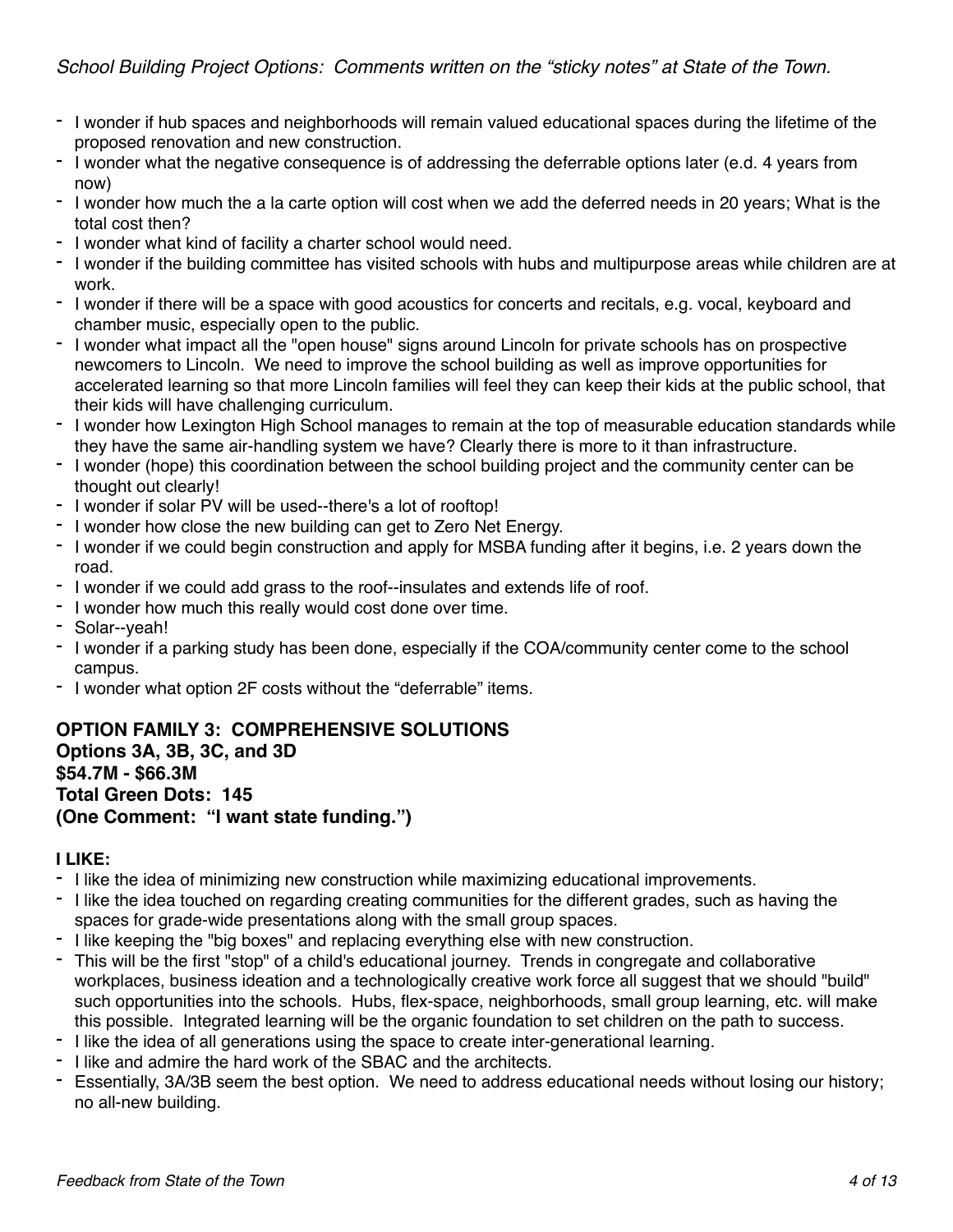*School Building Project Options: Comments written on the "sticky notes" at State of the Town.*

- I wonder if hub spaces and neighborhoods will remain valued educational spaces during the lifetime of the proposed renovation and new construction.
- I wonder what the negative consequence is of addressing the deferrable options later (e.d. 4 years from now)
- I wonder how much the a la carte option will cost when we add the deferred needs in 20 years; What is the total cost then?
- I wonder what kind of facility a charter school would need.
- I wonder if the building committee has visited schools with hubs and multipurpose areas while children are at work.
- I wonder if there will be a space with good acoustics for concerts and recitals, e.g. vocal, keyboard and chamber music, especially open to the public.
- I wonder what impact all the "open house" signs around Lincoln for private schools has on prospective newcomers to Lincoln. We need to improve the school building as well as improve opportunities for accelerated learning so that more Lincoln families will feel they can keep their kids at the public school, that their kids will have challenging curriculum.
- I wonder how Lexington High School manages to remain at the top of measurable education standards while they have the same air-handling system we have? Clearly there is more to it than infrastructure.
- I wonder (hope) this coordination between the school building project and the community center can be thought out clearly!
- I wonder if solar PV will be used--there's a lot of rooftop!
- I wonder how close the new building can get to Zero Net Energy.
- I wonder if we could begin construction and apply for MSBA funding after it begins, i.e. 2 years down the road.
- I wonder if we could add grass to the roof--insulates and extends life of roof.
- I wonder how much this really would cost done over time.
- Solar--yeah!
- I wonder if a parking study has been done, especially if the COA/community center come to the school campus.
- I wonder what option 2F costs without the "deferrable" items.

**OPTION FAMILY 3: COMPREHENSIVE SOLUTIONS**
**Options 3A, 3B, 3C, and 3D**
**$54.7M - $66.3M**
**Total Green Dots: 145**
**(One Comment: "I want state funding.")**

**I LIKE:**

- I like the idea of minimizing new construction while maximizing educational improvements.
- I like the idea touched on regarding creating communities for the different grades, such as having the spaces for grade-wide presentations along with the small group spaces.
- I like keeping the "big boxes" and replacing everything else with new construction.
- This will be the first "stop" of a child's educational journey. Trends in congregate and collaborative workplaces, business ideation and a technologically creative work force all suggest that we should "build" such opportunities into the schools. Hubs, flex-space, neighborhoods, small group learning, etc. will make this possible. Integrated learning will be the organic foundation to set children on the path to success.
- I like the idea of all generations using the space to create inter-generational learning.
- I like and admire the hard work of the SBAC and the architects.
- Essentially, 3A/3B seem the best option. We need to address educational needs without losing our history; no all-new building.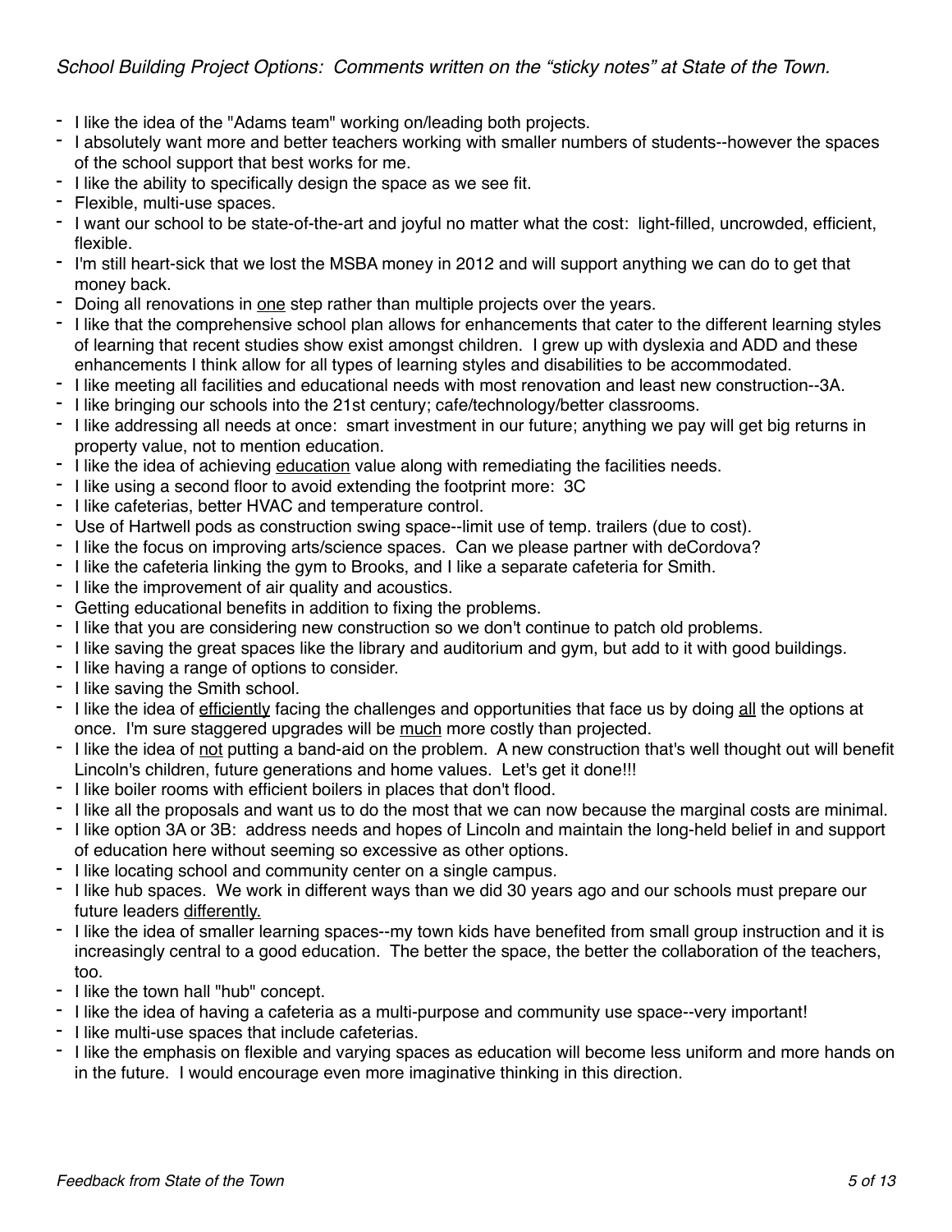*School Building Project Options: Comments written on the "sticky notes" at State of the Town.*

- I like the idea of the "Adams team" working on/leading both projects.
- I absolutely want more and better teachers working with smaller numbers of students--however the spaces of the school support that best works for me.
- I like the ability to specifically design the space as we see fit.
- Flexible, multi-use spaces.
- I want our school to be state-of-the-art and joyful no matter what the cost: light-filled, uncrowded, efficient, flexible.
- I'm still heart-sick that we lost the MSBA money in 2012 and will support anything we can do to get that money back.
- Doing all renovations in <u>one</u> step rather than multiple projects over the years.
- I like that the comprehensive school plan allows for enhancements that cater to the different learning styles of learning that recent studies show exist amongst children. I grew up with dyslexia and ADD and these enhancements I think allow for all types of learning styles and disabilities to be accommodated.
- I like meeting all facilities and educational needs with most renovation and least new construction--3A.
- I like bringing our schools into the 21st century; cafe/technology/better classrooms.
- I like addressing all needs at once: smart investment in our future; anything we pay will get big returns in property value, not to mention education.
- I like the idea of achieving <u>education</u> value along with remediating the facilities needs.
- I like using a second floor to avoid extending the footprint more: 3C
- I like cafeterias, better HVAC and temperature control.
- Use of Hartwell pods as construction swing space--limit use of temp. trailers (due to cost).
- I like the focus on improving arts/science spaces. Can we please partner with deCordova?
- I like the cafeteria linking the gym to Brooks, and I like a separate cafeteria for Smith.
- I like the improvement of air quality and acoustics.
- Getting educational benefits in addition to fixing the problems.
- I like that you are considering new construction so we don't continue to patch old problems.
- I like saving the great spaces like the library and auditorium and gym, but add to it with good buildings.
- I like having a range of options to consider.
- I like saving the Smith school.
- I like the idea of <u>efficiently</u> facing the challenges and opportunities that face us by doing <u>all</u> the options at once. I'm sure staggered upgrades will be <u>much</u> more costly than projected.
- I like the idea of <u>not</u> putting a band-aid on the problem. A new construction that's well thought out will benefit Lincoln's children, future generations and home values. Let's get it done!!!
- I like boiler rooms with efficient boilers in places that don't flood.
- I like all the proposals and want us to do the most that we can now because the marginal costs are minimal.
- I like option 3A or 3B: address needs and hopes of Lincoln and maintain the long-held belief in and support of education here without seeming so excessive as other options.
- I like locating school and community center on a single campus.
- I like hub spaces. We work in different ways than we did 30 years ago and our schools must prepare our future leaders <u>differently.</u>
- I like the idea of smaller learning spaces--my town kids have benefited from small group instruction and it is increasingly central to a good education. The better the space, the better the collaboration of the teachers, too.
- I like the town hall "hub" concept.
- I like the idea of having a cafeteria as a multi-purpose and community use space--very important!
- I like multi-use spaces that include cafeterias.
- I like the emphasis on flexible and varying spaces as education will become less uniform and more hands on in the future. I would encourage even more imaginative thinking in this direction.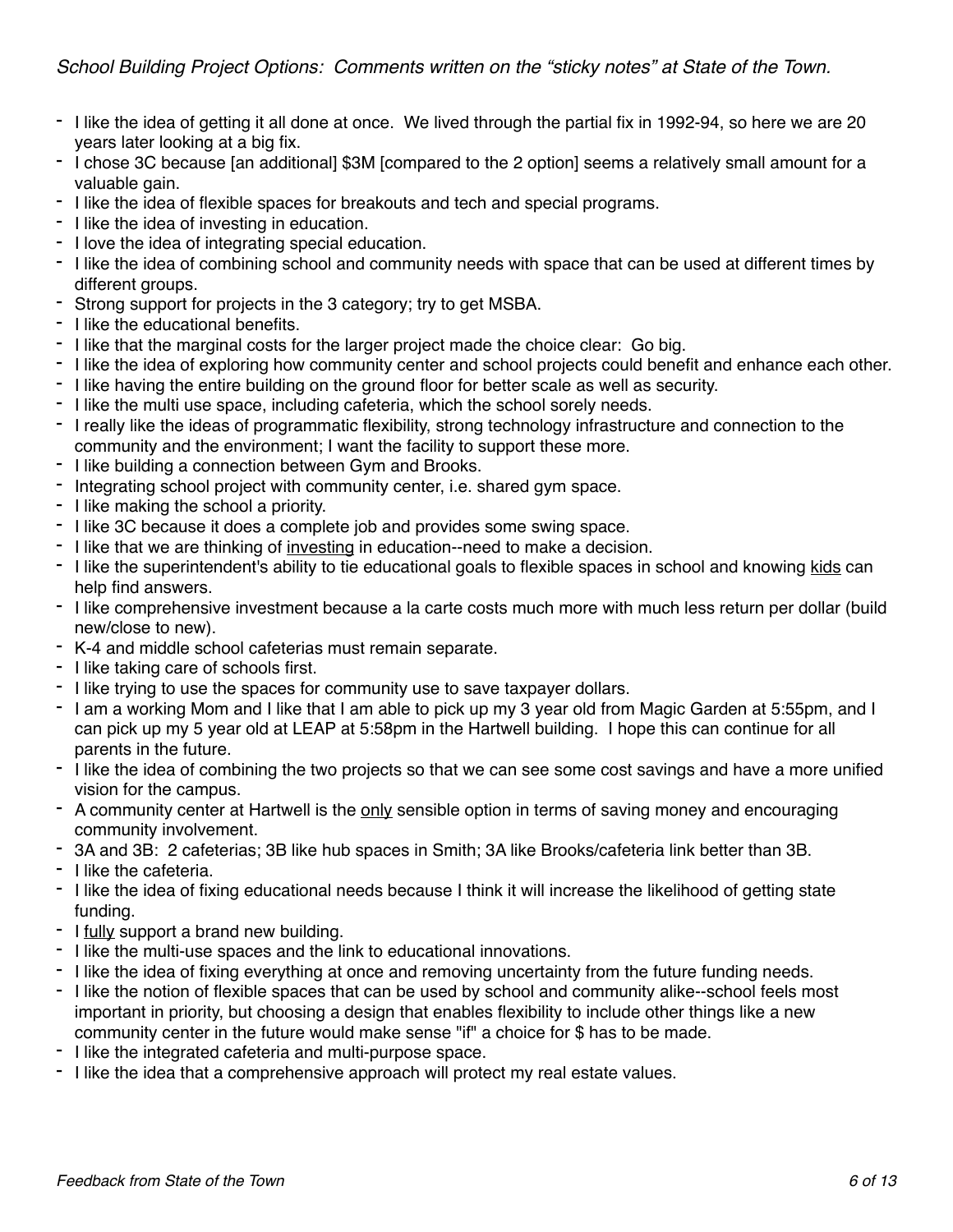*School Building Project Options: Comments written on the "sticky notes" at State of the Town.*

- I like the idea of getting it all done at once. We lived through the partial fix in 1992-94, so here we are 20 years later looking at a big fix.
- I chose 3C because [an additional] $3M [compared to the 2 option] seems a relatively small amount for a valuable gain.
- I like the idea of flexible spaces for breakouts and tech and special programs.
- I like the idea of investing in education.
- I love the idea of integrating special education.
- I like the idea of combining school and community needs with space that can be used at different times by different groups.
- Strong support for projects in the 3 category; try to get MSBA.
- I like the educational benefits.
- I like that the marginal costs for the larger project made the choice clear: Go big.
- I like the idea of exploring how community center and school projects could benefit and enhance each other.
- I like having the entire building on the ground floor for better scale as well as security.
- I like the multi use space, including cafeteria, which the school sorely needs.
- I really like the ideas of programmatic flexibility, strong technology infrastructure and connection to the community and the environment; I want the facility to support these more.
- I like building a connection between Gym and Brooks.
- Integrating school project with community center, i.e. shared gym space.
- I like making the school a priority.
- I like 3C because it does a complete job and provides some swing space.
- I like that we are thinking of <u>investing</u> in education--need to make a decision.
- I like the superintendent's ability to tie educational goals to flexible spaces in school and knowing <u>kids</u> can help find answers.
- I like comprehensive investment because a la carte costs much more with much less return per dollar (build new/close to new).
- K-4 and middle school cafeterias must remain separate.
- I like taking care of schools first.
- I like trying to use the spaces for community use to save taxpayer dollars.
- I am a working Mom and I like that I am able to pick up my 3 year old from Magic Garden at 5:55pm, and I can pick up my 5 year old at LEAP at 5:58pm in the Hartwell building. I hope this can continue for all parents in the future.
- I like the idea of combining the two projects so that we can see some cost savings and have a more unified vision for the campus.
- A community center at Hartwell is the <u>only</u> sensible option in terms of saving money and encouraging community involvement.
- 3A and 3B: 2 cafeterias; 3B like hub spaces in Smith; 3A like Brooks/cafeteria link better than 3B.
- I like the cafeteria.
- I like the idea of fixing educational needs because I think it will increase the likelihood of getting state funding.
- I <u>fully</u> support a brand new building.
- I like the multi-use spaces and the link to educational innovations.
- I like the idea of fixing everything at once and removing uncertainty from the future funding needs.
- I like the notion of flexible spaces that can be used by school and community alike--school feels most important in priority, but choosing a design that enables flexibility to include other things like a new community center in the future would make sense "if" a choice for $ has to be made.
- I like the integrated cafeteria and multi-purpose space.
- I like the idea that a comprehensive approach will protect my real estate values.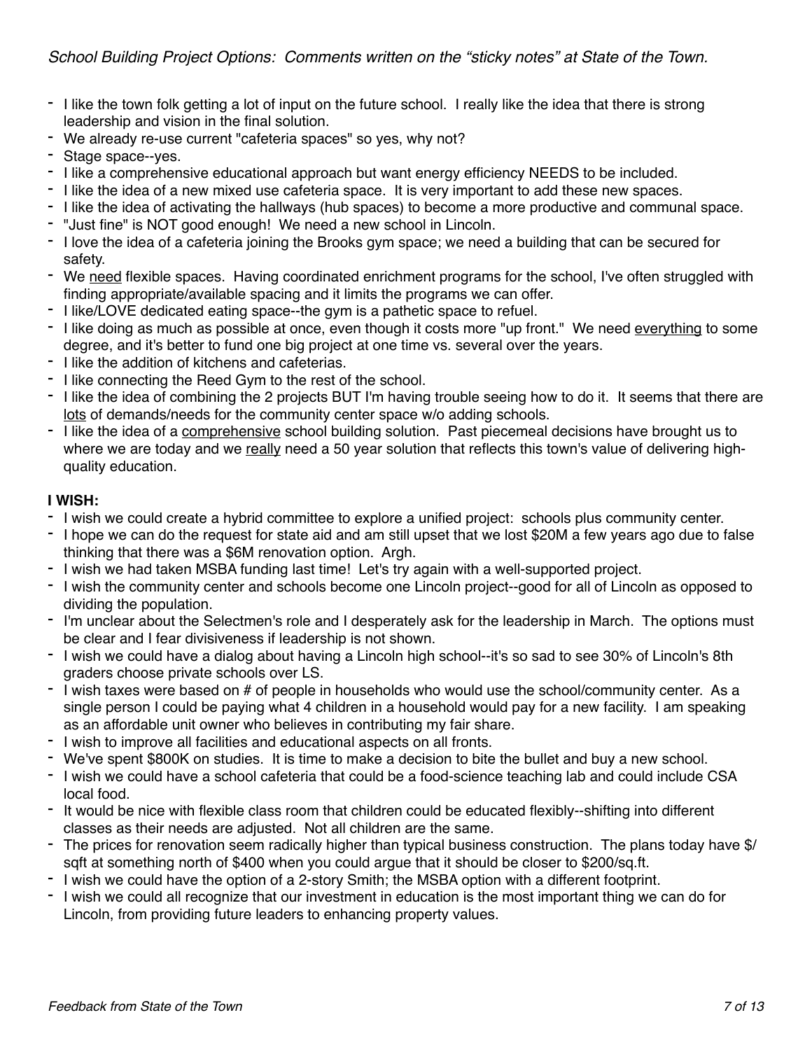*School Building Project Options: Comments written on the "sticky notes" at State of the Town.*

- I like the town folk getting a lot of input on the future school. I really like the idea that there is strong leadership and vision in the final solution.
- We already re-use current "cafeteria spaces" so yes, why not?
- Stage space--yes.
- I like a comprehensive educational approach but want energy efficiency NEEDS to be included.
- I like the idea of a new mixed use cafeteria space. It is very important to add these new spaces.
- I like the idea of activating the hallways (hub spaces) to become a more productive and communal space.
- "Just fine" is NOT good enough! We need a new school in Lincoln.
- I love the idea of a cafeteria joining the Brooks gym space; we need a building that can be secured for safety.
- We <u>need</u> flexible spaces. Having coordinated enrichment programs for the school, I've often struggled with finding appropriate/available spacing and it limits the programs we can offer.
- I like/LOVE dedicated eating space--the gym is a pathetic space to refuel.
- I like doing as much as possible at once, even though it costs more "up front." We need <u>everything</u> to some degree, and it's better to fund one big project at one time vs. several over the years.
- I like the addition of kitchens and cafeterias.
- I like connecting the Reed Gym to the rest of the school.
- I like the idea of combining the 2 projects BUT I'm having trouble seeing how to do it. It seems that there are <u>lots</u> of demands/needs for the community center space w/o adding schools.
- I like the idea of a <u>comprehensive</u> school building solution. Past piecemeal decisions have brought us to where we are today and we <u>really</u> need a 50 year solution that reflects this town's value of delivering high-quality education.

**I WISH:**

- I wish we could create a hybrid committee to explore a unified project: schools plus community center.
- I hope we can do the request for state aid and am still upset that we lost $20M a few years ago due to false thinking that there was a $6M renovation option. Argh.
- I wish we had taken MSBA funding last time! Let's try again with a well-supported project.
- I wish the community center and schools become one Lincoln project--good for all of Lincoln as opposed to dividing the population.
- I'm unclear about the Selectmen's role and I desperately ask for the leadership in March. The options must be clear and I fear divisiveness if leadership is not shown.
- I wish we could have a dialog about having a Lincoln high school--it's so sad to see 30% of Lincoln's 8th graders choose private schools over LS.
- I wish taxes were based on # of people in households who would use the school/community center. As a single person I could be paying what 4 children in a household would pay for a new facility. I am speaking as an affordable unit owner who believes in contributing my fair share.
- I wish to improve all facilities and educational aspects on all fronts.
- We've spent $800K on studies. It is time to make a decision to bite the bullet and buy a new school.
- I wish we could have a school cafeteria that could be a food-science teaching lab and could include CSA local food.
- It would be nice with flexible class room that children could be educated flexibly--shifting into different classes as their needs are adjusted. Not all children are the same.
- The prices for renovation seem radically higher than typical business construction. The plans today have $/sqft at something north of $400 when you could argue that it should be closer to $200/sq.ft.
- I wish we could have the option of a 2-story Smith; the MSBA option with a different footprint.
- I wish we could all recognize that our investment in education is the most important thing we can do for Lincoln, from providing future leaders to enhancing property values.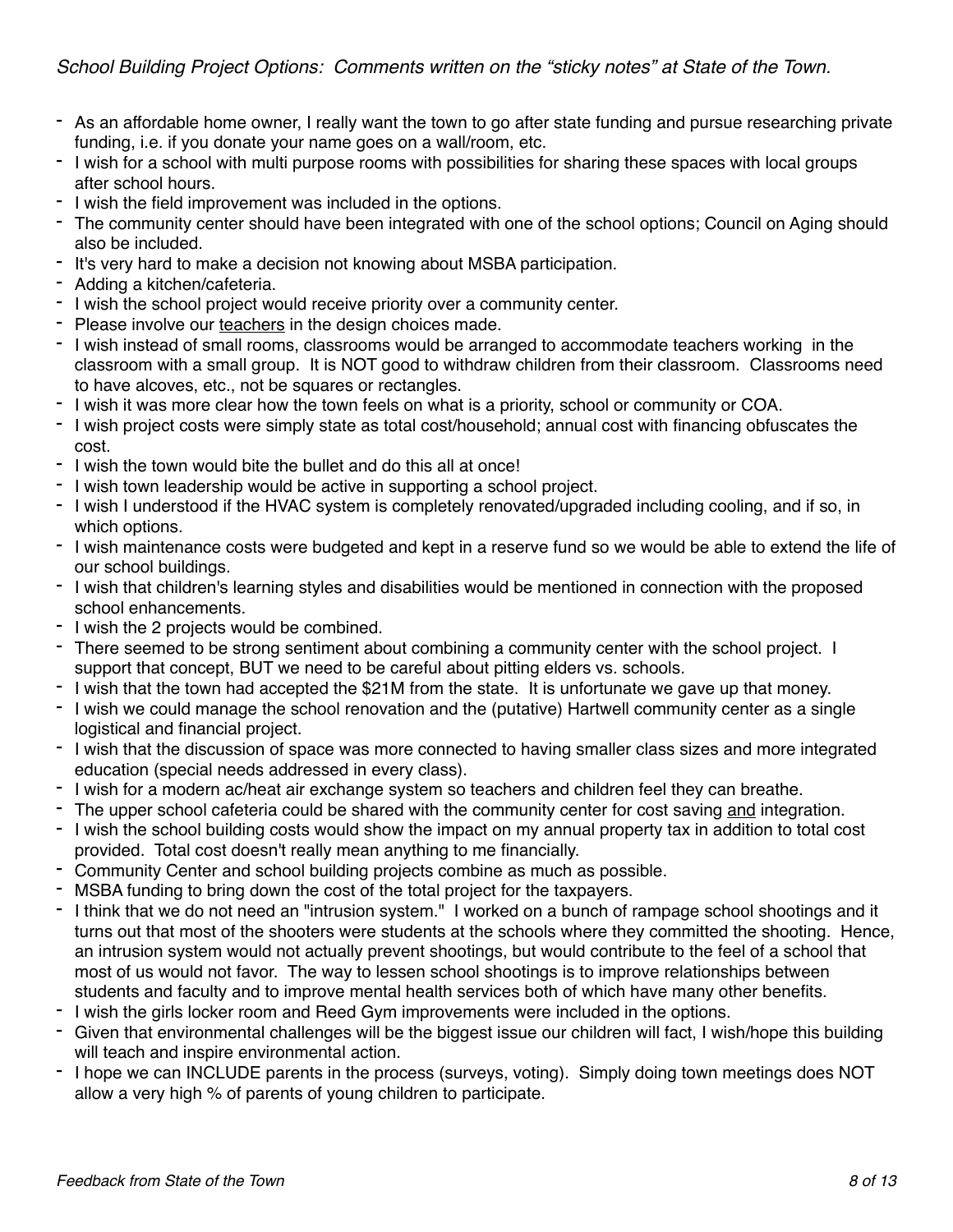*School Building Project Options: Comments written on the "sticky notes" at State of the Town.*

- As an affordable home owner, I really want the town to go after state funding and pursue researching private funding, i.e. if you donate your name goes on a wall/room, etc.
- I wish for a school with multi purpose rooms with possibilities for sharing these spaces with local groups after school hours.
- I wish the field improvement was included in the options.
- The community center should have been integrated with one of the school options; Council on Aging should also be included.
- It's very hard to make a decision not knowing about MSBA participation.
- Adding a kitchen/cafeteria.
- I wish the school project would receive priority over a community center.
- Please involve our <u>teachers</u> in the design choices made.
- I wish instead of small rooms, classrooms would be arranged to accommodate teachers working in the classroom with a small group. It is NOT good to withdraw children from their classroom. Classrooms need to have alcoves, etc., not be squares or rectangles.
- I wish it was more clear how the town feels on what is a priority, school or community or COA.
- I wish project costs were simply state as total cost/household; annual cost with financing obfuscates the cost.
- I wish the town would bite the bullet and do this all at once!
- I wish town leadership would be active in supporting a school project.
- I wish I understood if the HVAC system is completely renovated/upgraded including cooling, and if so, in which options.
- I wish maintenance costs were budgeted and kept in a reserve fund so we would be able to extend the life of our school buildings.
- I wish that children's learning styles and disabilities would be mentioned in connection with the proposed school enhancements.
- I wish the 2 projects would be combined.
- There seemed to be strong sentiment about combining a community center with the school project. I support that concept, BUT we need to be careful about pitting elders vs. schools.
- I wish that the town had accepted the $21M from the state. It is unfortunate we gave up that money.
- I wish we could manage the school renovation and the (putative) Hartwell community center as a single logistical and financial project.
- I wish that the discussion of space was more connected to having smaller class sizes and more integrated education (special needs addressed in every class).
- I wish for a modern ac/heat air exchange system so teachers and children feel they can breathe.
- The upper school cafeteria could be shared with the community center for cost saving <u>and</u> integration.
- I wish the school building costs would show the impact on my annual property tax in addition to total cost provided. Total cost doesn't really mean anything to me financially.
- Community Center and school building projects combine as much as possible.
- MSBA funding to bring down the cost of the total project for the taxpayers.
- I think that we do not need an "intrusion system." I worked on a bunch of rampage school shootings and it turns out that most of the shooters were students at the schools where they committed the shooting. Hence, an intrusion system would not actually prevent shootings, but would contribute to the feel of a school that most of us would not favor. The way to lessen school shootings is to improve relationships between students and faculty and to improve mental health services both of which have many other benefits.
- I wish the girls locker room and Reed Gym improvements were included in the options.
- Given that environmental challenges will be the biggest issue our children will fact, I wish/hope this building will teach and inspire environmental action.
- I hope we can INCLUDE parents in the process (surveys, voting). Simply doing town meetings does NOT allow a very high % of parents of young children to participate.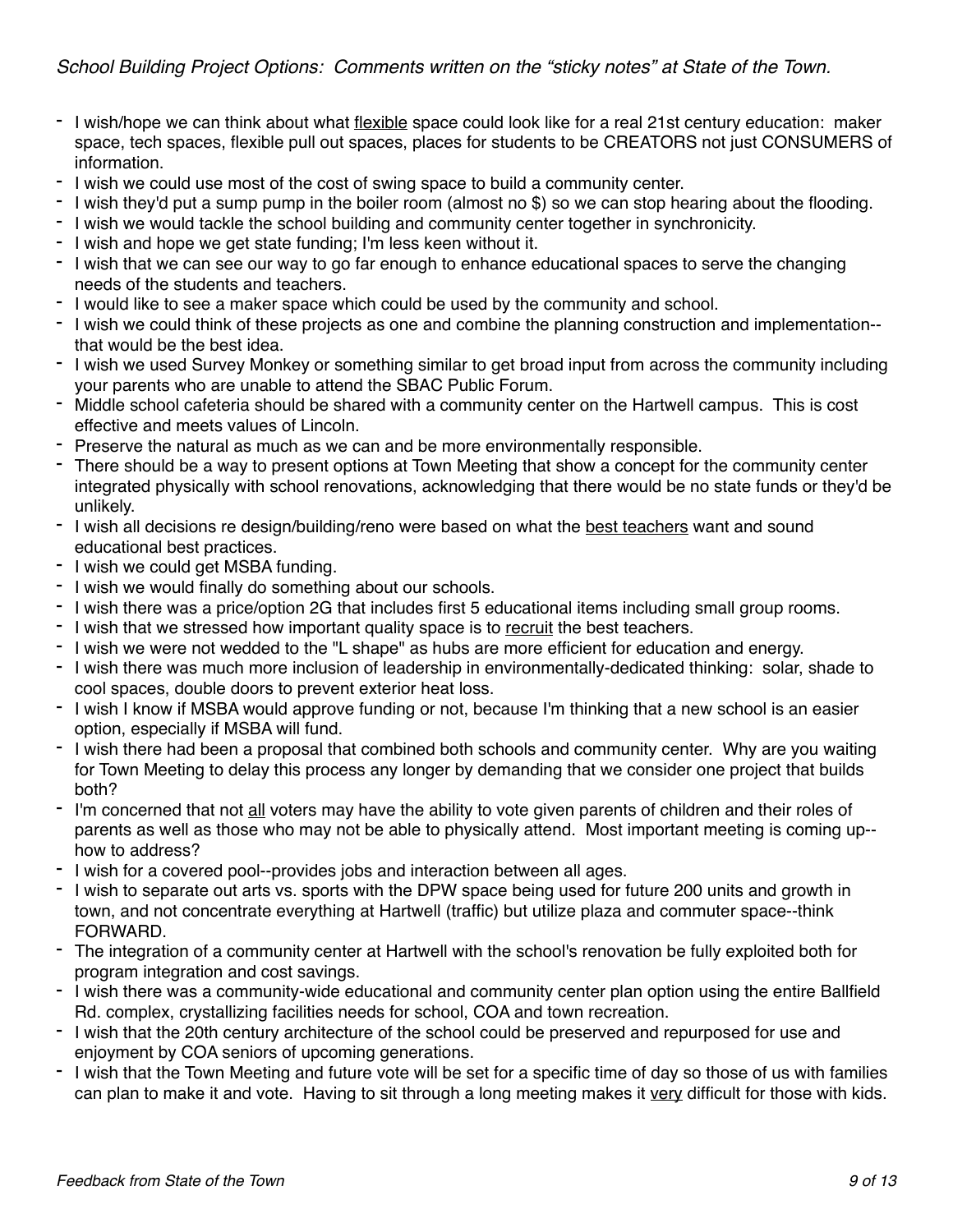*School Building Project Options: Comments written on the "sticky notes" at State of the Town.*

- I wish/hope we can think about what <u>flexible</u> space could look like for a real 21st century education: maker space, tech spaces, flexible pull out spaces, places for students to be CREATORS not just CONSUMERS of information.
- I wish we could use most of the cost of swing space to build a community center.
- I wish they'd put a sump pump in the boiler room (almost no $) so we can stop hearing about the flooding.
- I wish we would tackle the school building and community center together in synchronicity.
- I wish and hope we get state funding; I'm less keen without it.
- I wish that we can see our way to go far enough to enhance educational spaces to serve the changing needs of the students and teachers.
- I would like to see a maker space which could be used by the community and school.
- I wish we could think of these projects as one and combine the planning construction and implementation--that would be the best idea.
- I wish we used Survey Monkey or something similar to get broad input from across the community including your parents who are unable to attend the SBAC Public Forum.
- Middle school cafeteria should be shared with a community center on the Hartwell campus. This is cost effective and meets values of Lincoln.
- Preserve the natural as much as we can and be more environmentally responsible.
- There should be a way to present options at Town Meeting that show a concept for the community center integrated physically with school renovations, acknowledging that there would be no state funds or they'd be unlikely.
- I wish all decisions re design/building/reno were based on what the <u>best teachers</u> want and sound educational best practices.
- I wish we could get MSBA funding.
- I wish we would finally do something about our schools.
- I wish there was a price/option 2G that includes first 5 educational items including small group rooms.
- I wish that we stressed how important quality space is to <u>recruit</u> the best teachers.
- I wish we were not wedded to the "L shape" as hubs are more efficient for education and energy.
- I wish there was much more inclusion of leadership in environmentally-dedicated thinking: solar, shade to cool spaces, double doors to prevent exterior heat loss.
- I wish I know if MSBA would approve funding or not, because I'm thinking that a new school is an easier option, especially if MSBA will fund.
- I wish there had been a proposal that combined both schools and community center. Why are you waiting for Town Meeting to delay this process any longer by demanding that we consider one project that builds both?
- I'm concerned that not <u>all</u> voters may have the ability to vote given parents of children and their roles of parents as well as those who may not be able to physically attend. Most important meeting is coming up--how to address?
- I wish for a covered pool--provides jobs and interaction between all ages.
- I wish to separate out arts vs. sports with the DPW space being used for future 200 units and growth in town, and not concentrate everything at Hartwell (traffic) but utilize plaza and commuter space--think FORWARD.
- The integration of a community center at Hartwell with the school's renovation be fully exploited both for program integration and cost savings.
- I wish there was a community-wide educational and community center plan option using the entire Ballfield Rd. complex, crystallizing facilities needs for school, COA and town recreation.
- I wish that the 20th century architecture of the school could be preserved and repurposed for use and enjoyment by COA seniors of upcoming generations.
- I wish that the Town Meeting and future vote will be set for a specific time of day so those of us with families can plan to make it and vote. Having to sit through a long meeting makes it <u>very</u> difficult for those with kids.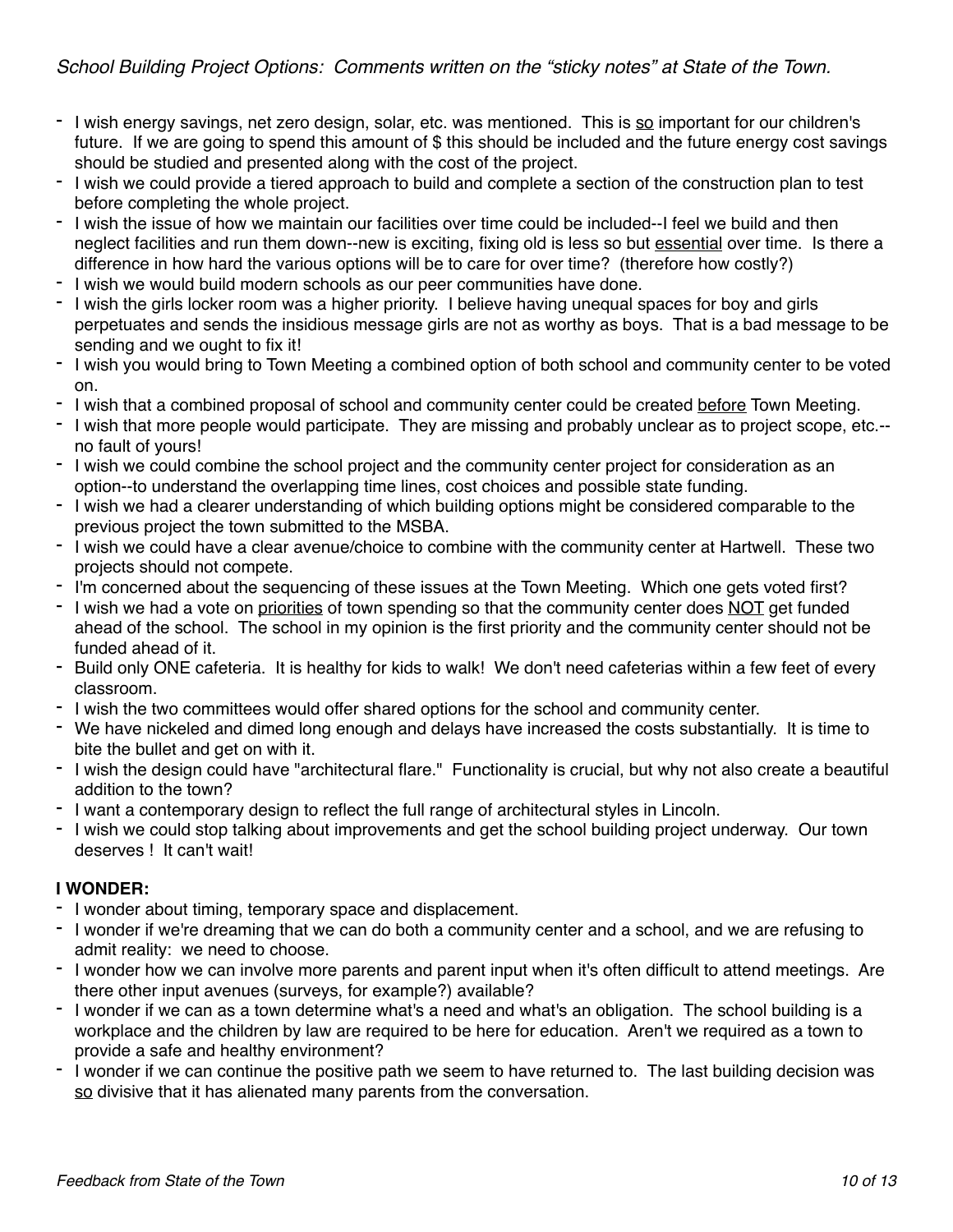*School Building Project Options: Comments written on the "sticky notes" at State of the Town.*

- I wish energy savings, net zero design, solar, etc. was mentioned. This is so important for our children's future. If we are going to spend this amount of $ this should be included and the future energy cost savings should be studied and presented along with the cost of the project.
- I wish we could provide a tiered approach to build and complete a section of the construction plan to test before completing the whole project.
- I wish the issue of how we maintain our facilities over time could be included--I feel we build and then neglect facilities and run them down--new is exciting, fixing old is less so but essential over time. Is there a difference in how hard the various options will be to care for over time? (therefore how costly?)
- I wish we would build modern schools as our peer communities have done.
- I wish the girls locker room was a higher priority. I believe having unequal spaces for boy and girls perpetuates and sends the insidious message girls are not as worthy as boys. That is a bad message to be sending and we ought to fix it!
- I wish you would bring to Town Meeting a combined option of both school and community center to be voted on.
- I wish that a combined proposal of school and community center could be created before Town Meeting.
- I wish that more people would participate. They are missing and probably unclear as to project scope, etc.--no fault of yours!
- I wish we could combine the school project and the community center project for consideration as an option--to understand the overlapping time lines, cost choices and possible state funding.
- I wish we had a clearer understanding of which building options might be considered comparable to the previous project the town submitted to the MSBA.
- I wish we could have a clear avenue/choice to combine with the community center at Hartwell. These two projects should not compete.
- I'm concerned about the sequencing of these issues at the Town Meeting. Which one gets voted first?
- I wish we had a vote on priorities of town spending so that the community center does NOT get funded ahead of the school. The school in my opinion is the first priority and the community center should not be funded ahead of it.
- Build only ONE cafeteria. It is healthy for kids to walk! We don't need cafeterias within a few feet of every classroom.
- I wish the two committees would offer shared options for the school and community center.
- We have nickeled and dimed long enough and delays have increased the costs substantially. It is time to bite the bullet and get on with it.
- I wish the design could have "architectural flare." Functionality is crucial, but why not also create a beautiful addition to the town?
- I want a contemporary design to reflect the full range of architectural styles in Lincoln.
- I wish we could stop talking about improvements and get the school building project underway. Our town deserves ! It can't wait!

**I WONDER:**

- I wonder about timing, temporary space and displacement.
- I wonder if we're dreaming that we can do both a community center and a school, and we are refusing to admit reality: we need to choose.
- I wonder how we can involve more parents and parent input when it's often difficult to attend meetings. Are there other input avenues (surveys, for example?) available?
- I wonder if we can as a town determine what's a need and what's an obligation. The school building is a workplace and the children by law are required to be here for education. Aren't we required as a town to provide a safe and healthy environment?
- I wonder if we can continue the positive path we seem to have returned to. The last building decision was so divisive that it has alienated many parents from the conversation.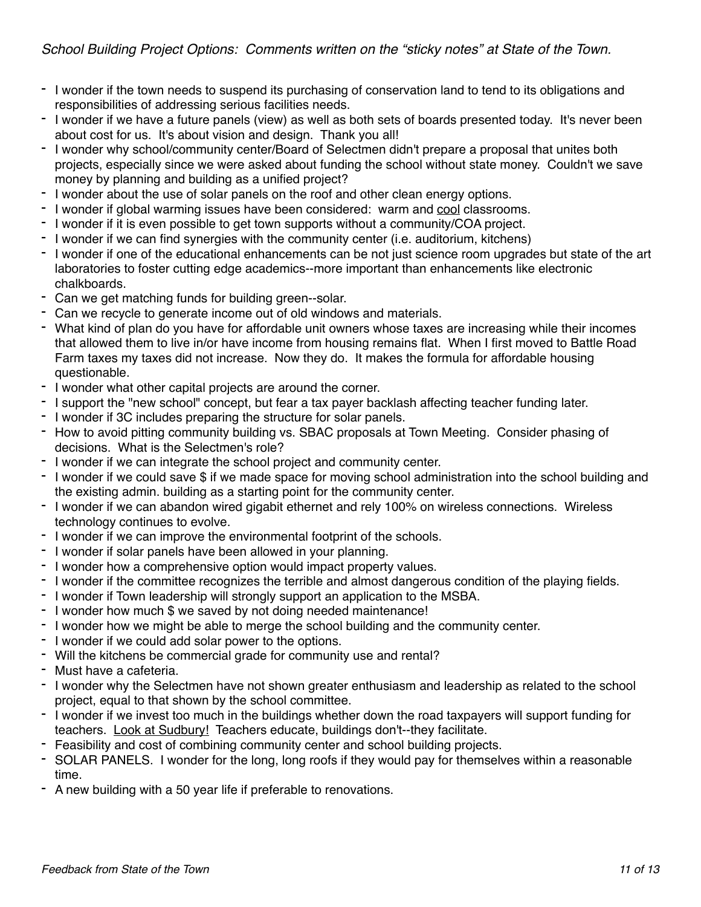*School Building Project Options: Comments written on the "sticky notes" at State of the Town.*

- I wonder if the town needs to suspend its purchasing of conservation land to tend to its obligations and responsibilities of addressing serious facilities needs.
- I wonder if we have a future panels (view) as well as both sets of boards presented today. It's never been about cost for us. It's about vision and design. Thank you all!
- I wonder why school/community center/Board of Selectmen didn't prepare a proposal that unites both projects, especially since we were asked about funding the school without state money. Couldn't we save money by planning and building as a unified project?
- I wonder about the use of solar panels on the roof and other clean energy options.
- I wonder if global warming issues have been considered: warm and <u>cool</u> classrooms.
- I wonder if it is even possible to get town supports without a community/COA project.
- I wonder if we can find synergies with the community center (i.e. auditorium, kitchens)
- I wonder if one of the educational enhancements can be not just science room upgrades but state of the art laboratories to foster cutting edge academics--more important than enhancements like electronic chalkboards.
- Can we get matching funds for building green--solar.
- Can we recycle to generate income out of old windows and materials.
- What kind of plan do you have for affordable unit owners whose taxes are increasing while their incomes that allowed them to live in/or have income from housing remains flat. When I first moved to Battle Road Farm taxes my taxes did not increase. Now they do. It makes the formula for affordable housing questionable.
- I wonder what other capital projects are around the corner.
- I support the "new school" concept, but fear a tax payer backlash affecting teacher funding later.
- I wonder if 3C includes preparing the structure for solar panels.
- How to avoid pitting community building vs. SBAC proposals at Town Meeting. Consider phasing of decisions. What is the Selectmen's role?
- I wonder if we can integrate the school project and community center.
- I wonder if we could save $ if we made space for moving school administration into the school building and the existing admin. building as a starting point for the community center.
- I wonder if we can abandon wired gigabit ethernet and rely 100% on wireless connections. Wireless technology continues to evolve.
- I wonder if we can improve the environmental footprint of the schools.
- I wonder if solar panels have been allowed in your planning.
- I wonder how a comprehensive option would impact property values.
- I wonder if the committee recognizes the terrible and almost dangerous condition of the playing fields.
- I wonder if Town leadership will strongly support an application to the MSBA.
- I wonder how much $ we saved by not doing needed maintenance!
- I wonder how we might be able to merge the school building and the community center.
- I wonder if we could add solar power to the options.
- Will the kitchens be commercial grade for community use and rental?
- Must have a cafeteria.
- I wonder why the Selectmen have not shown greater enthusiasm and leadership as related to the school project, equal to that shown by the school committee.
- I wonder if we invest too much in the buildings whether down the road taxpayers will support funding for teachers. <u>Look at Sudbury!</u> Teachers educate, buildings don't--they facilitate.
- Feasibility and cost of combining community center and school building projects.
- SOLAR PANELS. I wonder for the long, long roofs if they would pay for themselves within a reasonable time.
- A new building with a 50 year life if preferable to renovations.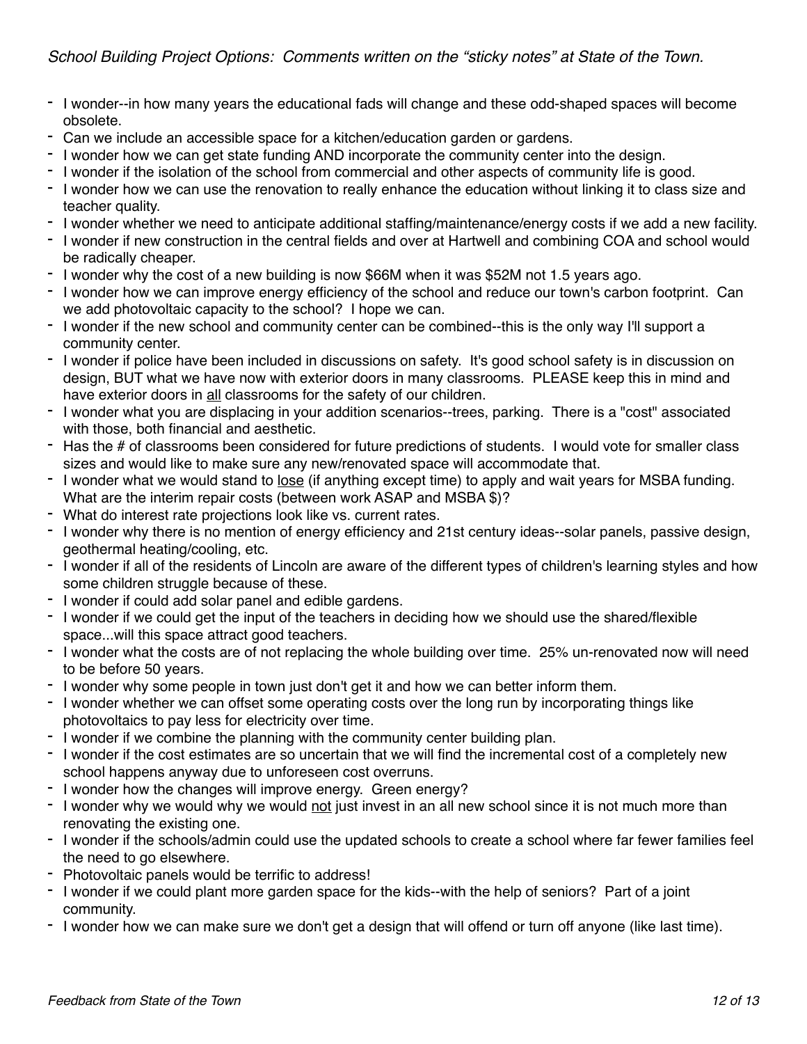*School Building Project Options: Comments written on the "sticky notes" at State of the Town.*

- I wonder--in how many years the educational fads will change and these odd-shaped spaces will become obsolete.
- Can we include an accessible space for a kitchen/education garden or gardens.
- I wonder how we can get state funding AND incorporate the community center into the design.
- I wonder if the isolation of the school from commercial and other aspects of community life is good.
- I wonder how we can use the renovation to really enhance the education without linking it to class size and teacher quality.
- I wonder whether we need to anticipate additional staffing/maintenance/energy costs if we add a new facility.
- I wonder if new construction in the central fields and over at Hartwell and combining COA and school would be radically cheaper.
- I wonder why the cost of a new building is now $66M when it was $52M not 1.5 years ago.
- I wonder how we can improve energy efficiency of the school and reduce our town's carbon footprint. Can we add photovoltaic capacity to the school? I hope we can.
- I wonder if the new school and community center can be combined--this is the only way I'll support a community center.
- I wonder if police have been included in discussions on safety. It's good school safety is in discussion on design, BUT what we have now with exterior doors in many classrooms. PLEASE keep this in mind and have exterior doors in <u>all</u> classrooms for the safety of our children.
- I wonder what you are displacing in your addition scenarios--trees, parking. There is a "cost" associated with those, both financial and aesthetic.
- Has the # of classrooms been considered for future predictions of students. I would vote for smaller class sizes and would like to make sure any new/renovated space will accommodate that.
- I wonder what we would stand to <u>lose</u> (if anything except time) to apply and wait years for MSBA funding. What are the interim repair costs (between work ASAP and MSBA $)?
- What do interest rate projections look like vs. current rates.
- I wonder why there is no mention of energy efficiency and 21st century ideas--solar panels, passive design, geothermal heating/cooling, etc.
- I wonder if all of the residents of Lincoln are aware of the different types of children's learning styles and how some children struggle because of these.
- I wonder if could add solar panel and edible gardens.
- I wonder if we could get the input of the teachers in deciding how we should use the shared/flexible space...will this space attract good teachers.
- I wonder what the costs are of not replacing the whole building over time. 25% un-renovated now will need to be before 50 years.
- I wonder why some people in town just don't get it and how we can better inform them.
- I wonder whether we can offset some operating costs over the long run by incorporating things like photovoltaics to pay less for electricity over time.
- I wonder if we combine the planning with the community center building plan.
- I wonder if the cost estimates are so uncertain that we will find the incremental cost of a completely new school happens anyway due to unforeseen cost overruns.
- I wonder how the changes will improve energy. Green energy?
- I wonder why we would why we would <u>not</u> just invest in an all new school since it is not much more than renovating the existing one.
- I wonder if the schools/admin could use the updated schools to create a school where far fewer families feel the need to go elsewhere.
- Photovoltaic panels would be terrific to address!
- I wonder if we could plant more garden space for the kids--with the help of seniors? Part of a joint community.
- I wonder how we can make sure we don't get a design that will offend or turn off anyone (like last time).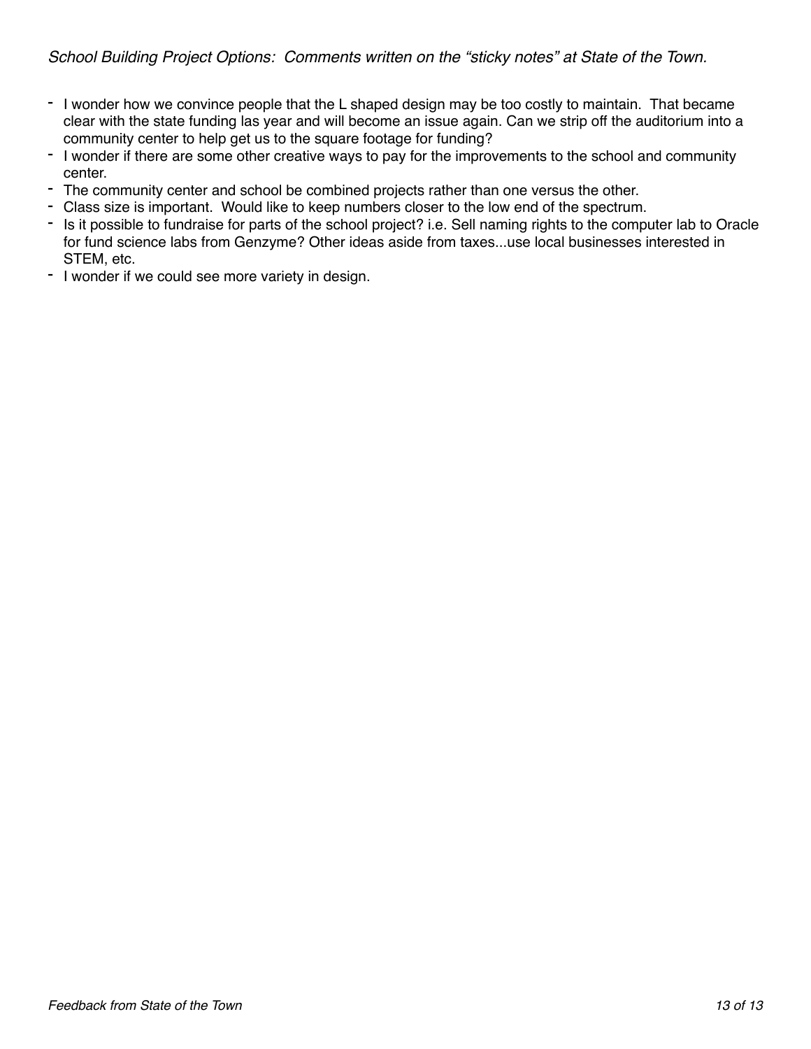*School Building Project Options: Comments written on the "sticky notes" at State of the Town.*

- I wonder how we convince people that the L shaped design may be too costly to maintain. That became clear with the state funding las year and will become an issue again. Can we strip off the auditorium into a community center to help get us to the square footage for funding?
- I wonder if there are some other creative ways to pay for the improvements to the school and community center.
- The community center and school be combined projects rather than one versus the other.
- Class size is important. Would like to keep numbers closer to the low end of the spectrum.
- Is it possible to fundraise for parts of the school project? i.e. Sell naming rights to the computer lab to Oracle for fund science labs from Genzyme? Other ideas aside from taxes...use local businesses interested in STEM, etc.
- I wonder if we could see more variety in design.